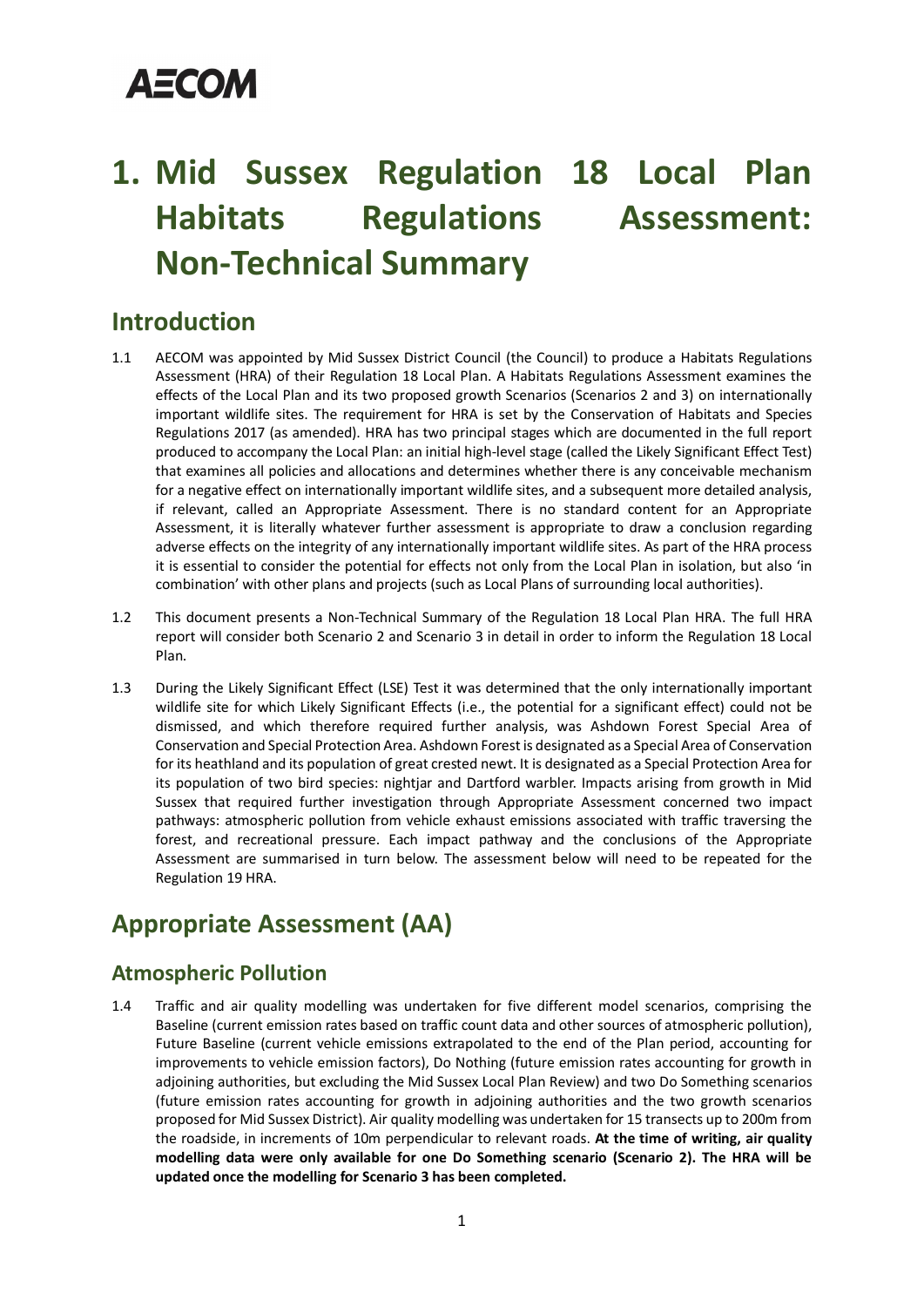AECOM

# 1. Mid Sussex Regulation 18 Local Plan Habitats Regulations Assessment: Non-Technical Summary

## Introduction

1.1 AECOM was appointed by Mid Sussex District Council (the Council) to produce a Habitats Regulations Assessment (HRA) of their Regulation 18 Local Plan. A Habitats Regulations Assessment examines the effects of the Local Plan and its two proposed growth Scenarios (Scenarios 2 and 3) on internationally important wildlife sites. The requirement for HRA is set by the Conservation of Habitats and Species Regulations 2017 (as amended). HRA has two principal stages which are documented in the full report produced to accompany the Local Plan: an initial high-level stage (called the Likely Significant Effect Test) that examines all policies and allocations and determines whether there is any conceivable mechanism for a negative effect on internationally important wildlife sites, and a subsequent more detailed analysis, if relevant, called an Appropriate Assessment. There is no standard content for an Appropriate Assessment, it is literally whatever further assessment is appropriate to draw a conclusion regarding adverse effects on the integrity of any internationally important wildlife sites. As part of the HRA process it is essential to consider the potential for effects not only from the Local Plan in isolation, but also 'in combination' with other plans and projects (such as Local Plans of surrounding local authorities).

1.2 This document presents a Non-Technical Summary of the Regulation 18 Local Plan HRA. The full HRA report will consider both Scenario 2 and Scenario 3 in detail in order to inform the Regulation 18 Local Plan.

1.3 During the Likely Significant Effect (LSE) Test it was determined that the only internationally important wildlife site for which Likely Significant Effects (i.e., the potential for a significant effect) could not be dismissed, and which therefore required further analysis, was Ashdown Forest Special Area of Conservation and Special Protection Area. Ashdown Forest is designated as a Special Area of Conservation for its heathland and its population of great crested newt. It is designated as a Special Protection Area for its population of two bird species: nightjar and Dartford warbler. Impacts arising from growth in Mid Sussex that required further investigation through Appropriate Assessment concerned two impact pathways: atmospheric pollution from vehicle exhaust emissions associated with traffic traversing the forest, and recreational pressure. Each impact pathway and the conclusions of the Appropriate Assessment are summarised in turn below. The assessment below will need to be repeated for the Regulation 19 HRA.

## Appropriate Assessment (AA)

### Atmospheric Pollution

1.4 Traffic and air quality modelling was undertaken for five different model scenarios, comprising the Baseline (current emission rates based on traffic count data and other sources of atmospheric pollution), Future Baseline (current vehicle emissions extrapolated to the end of the Plan period, accounting for improvements to vehicle emission factors), Do Nothing (future emission rates accounting for growth in adjoining authorities, but excluding the Mid Sussex Local Plan Review) and two Do Something scenarios (future emission rates accounting for growth in adjoining authorities and the two growth scenarios proposed for Mid Sussex District). Air quality modelling was undertaken for 15 transects up to 200m from the roadside, in increments of 10m perpendicular to relevant roads. **At the time of writing, air quality modelling data were only available for one Do Something scenario (Scenario 2). The HRA will be updated once the modelling for Scenario 3 has been completed.**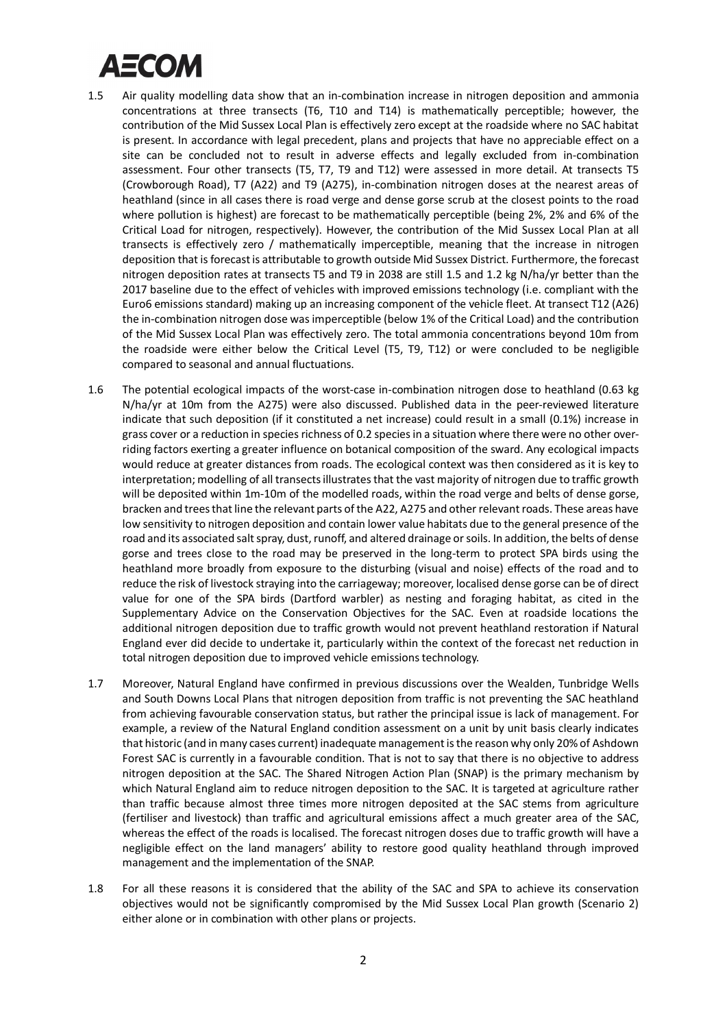1.5 Air quality modelling data show that an in-combination increase in nitrogen deposition and ammonia concentrations at three transects (T6, T10 and T14) is mathematically perceptible; however, the contribution of the Mid Sussex Local Plan is effectively zero except at the roadside where no SAC habitat is present. In accordance with legal precedent, plans and projects that have no appreciable effect on a site can be concluded not to result in adverse effects and legally excluded from in-combination assessment. Four other transects (T5, T7, T9 and T12) were assessed in more detail. At transects T5 (Crowborough Road), T7 (A22) and T9 (A275), in-combination nitrogen doses at the nearest areas of heathland (since in all cases there is road verge and dense gorse scrub at the closest points to the road where pollution is highest) are forecast to be mathematically perceptible (being 2%, 2% and 6% of the Critical Load for nitrogen, respectively). However, the contribution of the Mid Sussex Local Plan at all transects is effectively zero / mathematically imperceptible, meaning that the increase in nitrogen deposition that is forecast is attributable to growth outside Mid Sussex District. Furthermore, the forecast nitrogen deposition rates at transects T5 and T9 in 2038 are still 1.5 and 1.2 kg N/ha/yr better than the 2017 baseline due to the effect of vehicles with improved emissions technology (i.e. compliant with the Euro6 emissions standard) making up an increasing component of the vehicle fleet. At transect T12 (A26) the in-combination nitrogen dose was imperceptible (below 1% of the Critical Load) and the contribution of the Mid Sussex Local Plan was effectively zero. The total ammonia concentrations beyond 10m from the roadside were either below the Critical Level (T5, T9, T12) or were concluded to be negligible compared to seasonal and annual fluctuations.

1.6 The potential ecological impacts of the worst-case in-combination nitrogen dose to heathland (0.63 kg N/ha/yr at 10m from the A275) were also discussed. Published data in the peer-reviewed literature indicate that such deposition (if it constituted a net increase) could result in a small (0.1%) increase in grass cover or a reduction in species richness of 0.2 species in a situation where there were no other over-riding factors exerting a greater influence on botanical composition of the sward. Any ecological impacts would reduce at greater distances from roads. The ecological context was then considered as it is key to interpretation; modelling of all transects illustrates that the vast majority of nitrogen due to traffic growth will be deposited within 1m-10m of the modelled roads, within the road verge and belts of dense gorse, bracken and trees that line the relevant parts of the A22, A275 and other relevant roads. These areas have low sensitivity to nitrogen deposition and contain lower value habitats due to the general presence of the road and its associated salt spray, dust, runoff, and altered drainage or soils. In addition, the belts of dense gorse and trees close to the road may be preserved in the long-term to protect SPA birds using the heathland more broadly from exposure to the disturbing (visual and noise) effects of the road and to reduce the risk of livestock straying into the carriageway; moreover, localised dense gorse can be of direct value for one of the SPA birds (Dartford warbler) as nesting and foraging habitat, as cited in the Supplementary Advice on the Conservation Objectives for the SAC. Even at roadside locations the additional nitrogen deposition due to traffic growth would not prevent heathland restoration if Natural England ever did decide to undertake it, particularly within the context of the forecast net reduction in total nitrogen deposition due to improved vehicle emissions technology.

1.7 Moreover, Natural England have confirmed in previous discussions over the Wealden, Tunbridge Wells and South Downs Local Plans that nitrogen deposition from traffic is not preventing the SAC heathland from achieving favourable conservation status, but rather the principal issue is lack of management. For example, a review of the Natural England condition assessment on a unit by unit basis clearly indicates that historic (and in many cases current) inadequate management is the reason why only 20% of Ashdown Forest SAC is currently in a favourable condition. That is not to say that there is no objective to address nitrogen deposition at the SAC. The Shared Nitrogen Action Plan (SNAP) is the primary mechanism by which Natural England aim to reduce nitrogen deposition to the SAC. It is targeted at agriculture rather than traffic because almost three times more nitrogen deposited at the SAC stems from agriculture (fertiliser and livestock) than traffic and agricultural emissions affect a much greater area of the SAC, whereas the effect of the roads is localised. The forecast nitrogen doses due to traffic growth will have a negligible effect on the land managers' ability to restore good quality heathland through improved management and the implementation of the SNAP.

1.8 For all these reasons it is considered that the ability of the SAC and SPA to achieve its conservation objectives would not be significantly compromised by the Mid Sussex Local Plan growth (Scenario 2) either alone or in combination with other plans or projects.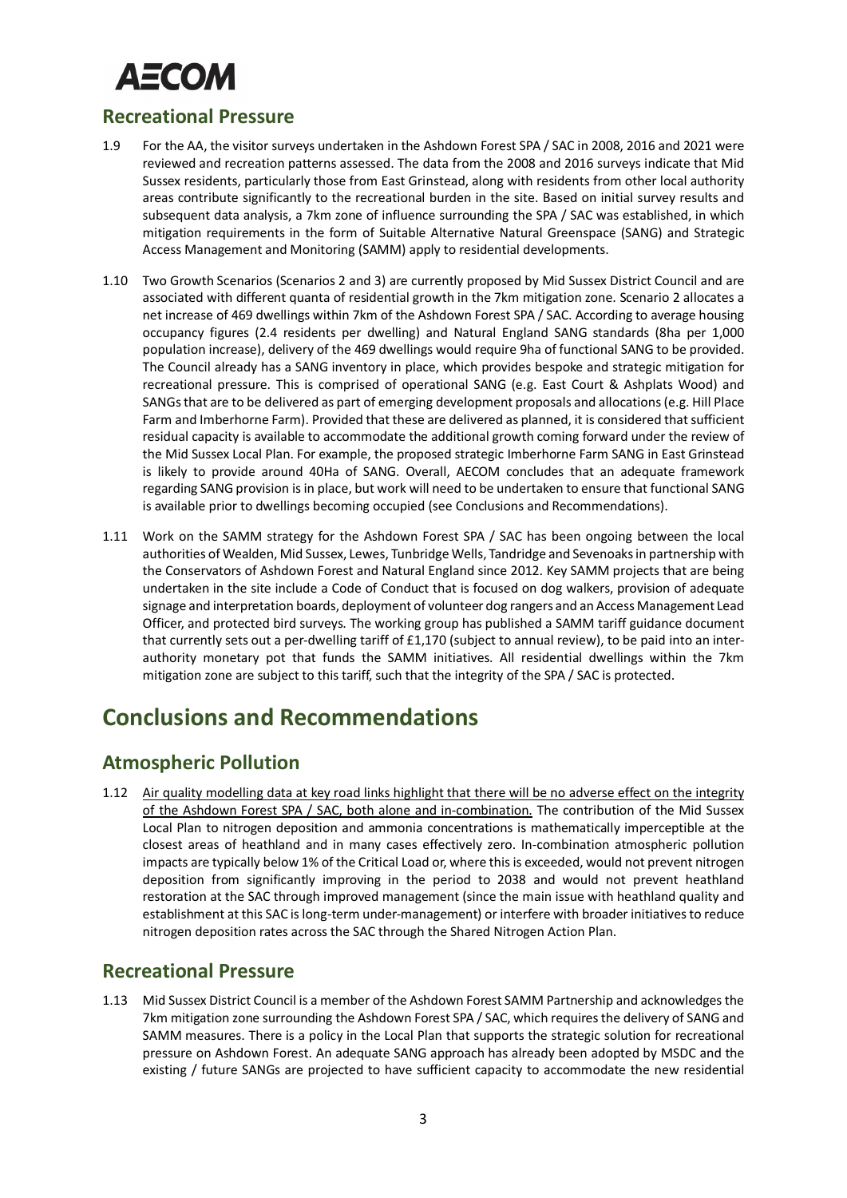## Recreational Pressure

1.9 For the AA, the visitor surveys undertaken in the Ashdown Forest SPA / SAC in 2008, 2016 and 2021 were reviewed and recreation patterns assessed. The data from the 2008 and 2016 surveys indicate that Mid Sussex residents, particularly those from East Grinstead, along with residents from other local authority areas contribute significantly to the recreational burden in the site. Based on initial survey results and subsequent data analysis, a 7km zone of influence surrounding the SPA / SAC was established, in which mitigation requirements in the form of Suitable Alternative Natural Greenspace (SANG) and Strategic Access Management and Monitoring (SAMM) apply to residential developments.

1.10 Two Growth Scenarios (Scenarios 2 and 3) are currently proposed by Mid Sussex District Council and are associated with different quanta of residential growth in the 7km mitigation zone. Scenario 2 allocates a net increase of 469 dwellings within 7km of the Ashdown Forest SPA / SAC. According to average housing occupancy figures (2.4 residents per dwelling) and Natural England SANG standards (8ha per 1,000 population increase), delivery of the 469 dwellings would require 9ha of functional SANG to be provided. The Council already has a SANG inventory in place, which provides bespoke and strategic mitigation for recreational pressure. This is comprised of operational SANG (e.g. East Court & Ashplats Wood) and SANGs that are to be delivered as part of emerging development proposals and allocations (e.g. Hill Place Farm and Imberhorne Farm). Provided that these are delivered as planned, it is considered that sufficient residual capacity is available to accommodate the additional growth coming forward under the review of the Mid Sussex Local Plan. For example, the proposed strategic Imberhorne Farm SANG in East Grinstead is likely to provide around 40Ha of SANG. Overall, AECOM concludes that an adequate framework regarding SANG provision is in place, but work will need to be undertaken to ensure that functional SANG is available prior to dwellings becoming occupied (see Conclusions and Recommendations).

1.11 Work on the SAMM strategy for the Ashdown Forest SPA / SAC has been ongoing between the local authorities of Wealden, Mid Sussex, Lewes, Tunbridge Wells, Tandridge and Sevenoaks in partnership with the Conservators of Ashdown Forest and Natural England since 2012. Key SAMM projects that are being undertaken in the site include a Code of Conduct that is focused on dog walkers, provision of adequate signage and interpretation boards, deployment of volunteer dog rangers and an Access Management Lead Officer, and protected bird surveys. The working group has published a SAMM tariff guidance document that currently sets out a per-dwelling tariff of £1,170 (subject to annual review), to be paid into an inter-authority monetary pot that funds the SAMM initiatives. All residential dwellings within the 7km mitigation zone are subject to this tariff, such that the integrity of the SPA / SAC is protected.

# Conclusions and Recommendations

## Atmospheric Pollution

1.12 <u>Air quality modelling data at key road links highlight that there will be no adverse effect on the integrity of the Ashdown Forest SPA / SAC, both alone and in-combination.</u> The contribution of the Mid Sussex Local Plan to nitrogen deposition and ammonia concentrations is mathematically imperceptible at the closest areas of heathland and in many cases effectively zero. In-combination atmospheric pollution impacts are typically below 1% of the Critical Load or, where this is exceeded, would not prevent nitrogen deposition from significantly improving in the period to 2038 and would not prevent heathland restoration at the SAC through improved management (since the main issue with heathland quality and establishment at this SAC is long-term under-management) or interfere with broader initiatives to reduce nitrogen deposition rates across the SAC through the Shared Nitrogen Action Plan.

## Recreational Pressure

1.13 Mid Sussex District Council is a member of the Ashdown Forest SAMM Partnership and acknowledges the 7km mitigation zone surrounding the Ashdown Forest SPA / SAC, which requires the delivery of SANG and SAMM measures. There is a policy in the Local Plan that supports the strategic solution for recreational pressure on Ashdown Forest. An adequate SANG approach has already been adopted by MSDC and the existing / future SANGs are projected to have sufficient capacity to accommodate the new residential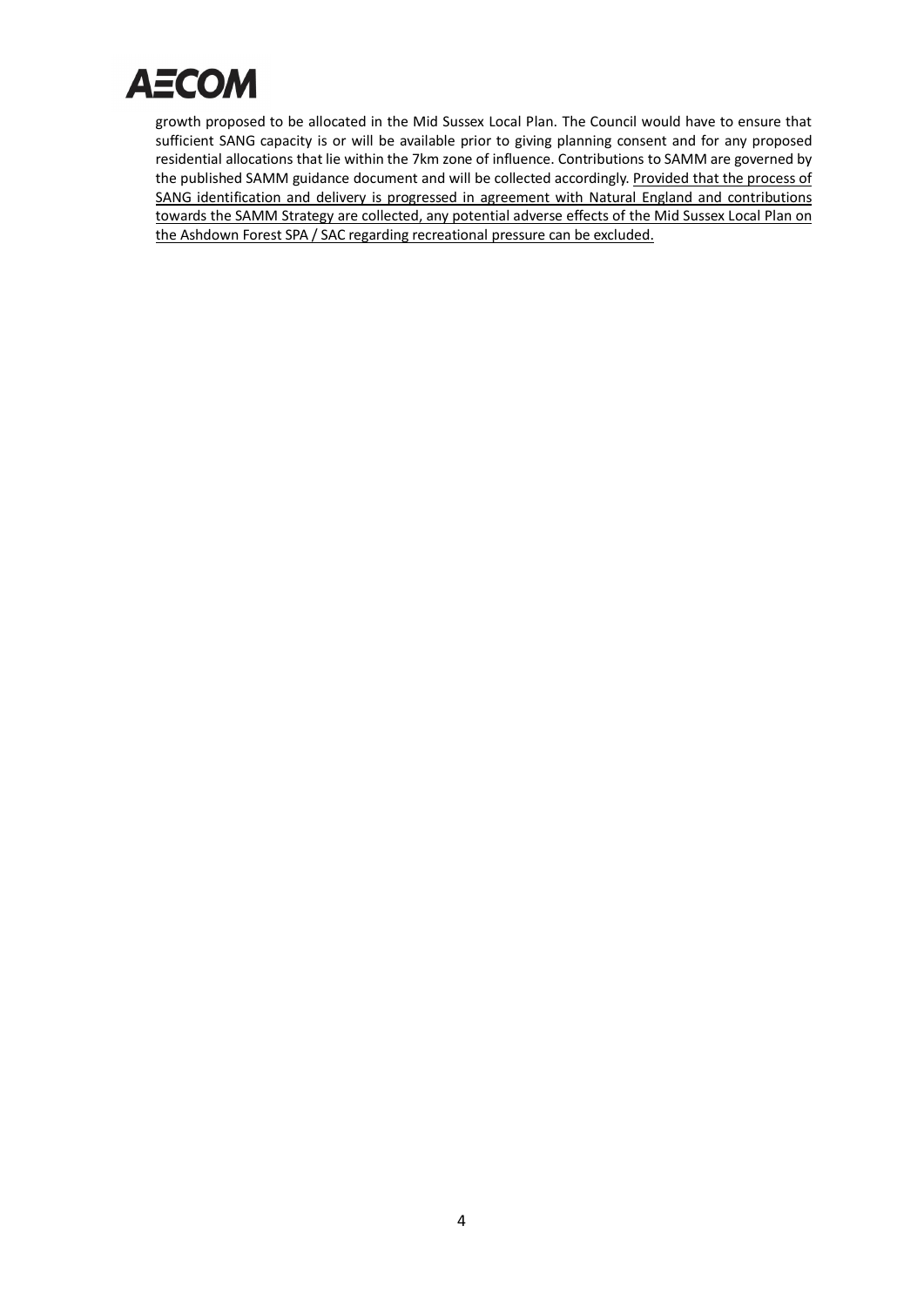growth proposed to be allocated in the Mid Sussex Local Plan. The Council would have to ensure that sufficient SANG capacity is or will be available prior to giving planning consent and for any proposed residential allocations that lie within the 7km zone of influence. Contributions to SAMM are governed by the published SAMM guidance document and will be collected accordingly. <u>Provided that the process of SANG identification and delivery is progressed in agreement with Natural England and contributions towards the SAMM Strategy are collected, any potential adverse effects of the Mid Sussex Local Plan on the Ashdown Forest SPA / SAC regarding recreational pressure can be excluded.</u>